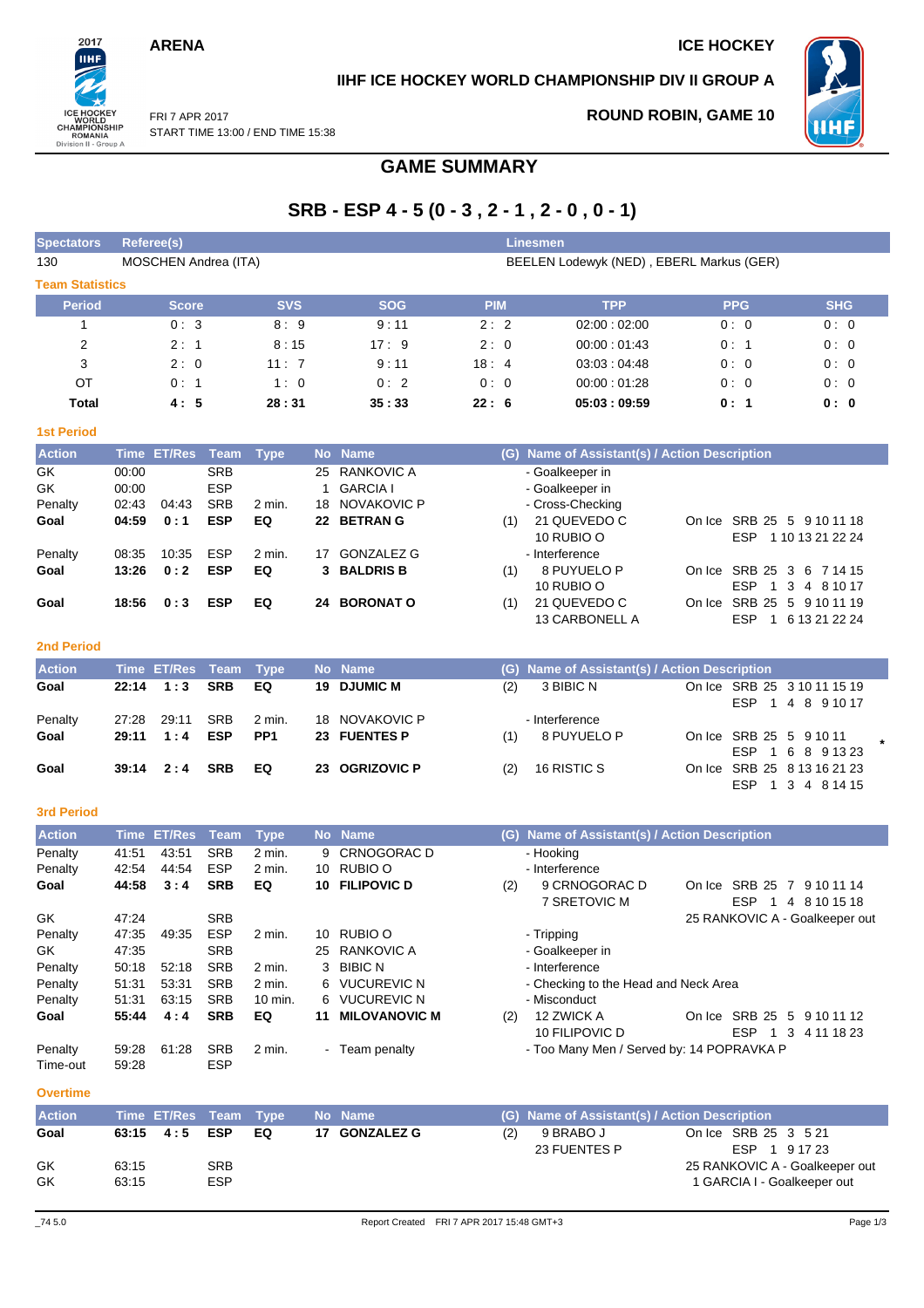ARENA

ICE HOCKEY

## IIHF ICE HOCKEY WORLD CHAMPIONSHIP DIV II GROUP A

FRI 7 APR 2017
START TIME 13:00 / END TIME 15:38

ROUND ROBIN, GAME 10

# GAME SUMMARY

## SRB - ESP 4 - 5 (0 - 3 , 2 - 1 , 2 - 0 , 0 - 1)

| Spectators | Referee(s) | Linesmen |
|---|---|---|
| 130 | MOSCHEN Andrea (ITA) | BEELEN Lodewyk (NED) , EBERL Markus (GER) |

### Team Statistics

| Period | Score | SVS | SOG | PIM | TPP | PPG | SHG |
|---|---|---|---|---|---|---|---|
| 1 | 0 : 3 | 8 : 9 | 9 : 11 | 2 : 2 | 02:00 : 02:00 | 0 : 0 | 0 : 0 |
| 2 | 2 : 1 | 8 : 15 | 17 : 9 | 2 : 0 | 00:00 : 01:43 | 0 : 1 | 0 : 0 |
| 3 | 2 : 0 | 11 : 7 | 9 : 11 | 18 : 4 | 03:03 : 04:48 | 0 : 0 | 0 : 0 |
| OT | 0 : 1 | 1 : 0 | 0 : 2 | 0 : 0 | 00:00 : 01:28 | 0 : 0 | 0 : 0 |
| **Total** | **4 : 5** | **28 : 31** | **35 : 33** | **22 : 6** | **05:03 : 09:59** | **0 : 1** | **0 : 0** |

### 1st Period

| Action | Time | ET/Res | Team | Type | No | Name | (G) | Name of Assistant(s) / Action Description | |
|---|---|---|---|---|---|---|---|---|---|
| GK | 00:00 | | SRB | | 25 | RANKOVIC A | | - Goalkeeper in | |
| GK | 00:00 | | ESP | | 1 | GARCIA I | | - Goalkeeper in | |
| Penalty | 02:43 | 04:43 | SRB | 2 min. | 18 | NOVAKOVIC P | | - Cross-Checking | |
| **Goal** | **04:59** | **0 : 1** | **ESP** | **EQ** | **22** | **BETRAN G** | (1) | 21 QUEVEDO C<br>10 RUBIO O | On Ice SRB 25 5 9 10 11 18<br>ESP 1 10 13 21 22 24 |
| Penalty | 08:35 | 10:35 | ESP | 2 min. | 17 | GONZALEZ G | | - Interference | |
| **Goal** | **13:26** | **0 : 2** | **ESP** | **EQ** | **3** | **BALDRIS B** | (1) | 8 PUYUELO P<br>10 RUBIO O | On Ice SRB 25 3 6 7 14 15<br>ESP 1 3 4 8 10 17 |
| **Goal** | **18:56** | **0 : 3** | **ESP** | **EQ** | **24** | **BORONAT O** | (1) | 21 QUEVEDO C<br>13 CARBONELL A | On Ice SRB 25 5 9 10 11 19<br>ESP 1 6 13 21 22 24 |

### 2nd Period

| Action | Time | ET/Res | Team | Type | No | Name | (G) | Name of Assistant(s) / Action Description | |
|---|---|---|---|---|---|---|---|---|---|
| **Goal** | **22:14** | **1 : 3** | **SRB** | **EQ** | **19** | **DJUMIC M** | (2) | 3 BIBIC N | On Ice SRB 25 3 10 11 15 19<br>ESP 1 4 8 9 10 17 |
| Penalty | 27:28 | 29:11 | SRB | 2 min. | 18 | NOVAKOVIC P | | - Interference | |
| **Goal** | **29:11** | **1 : 4** | **ESP** | **PP1** | **23** | **FUENTES P** | (1) | 8 PUYUELO P | On Ice SRB 25 5 9 10 11<br>ESP 1 6 8 9 13 23 * |
| **Goal** | **39:14** | **2 : 4** | **SRB** | **EQ** | **23** | **OGRIZOVIC P** | (2) | 16 RISTIC S | On Ice SRB 25 8 13 16 21 23<br>ESP 1 3 4 8 14 15 |

### 3rd Period

| Action | Time | ET/Res | Team | Type | No | Name | (G) | Name of Assistant(s) / Action Description | |
|---|---|---|---|---|---|---|---|---|---|
| Penalty | 41:51 | 43:51 | SRB | 2 min. | 9 | CRNOGORAC D | | - Hooking | |
| Penalty | 42:54 | 44:54 | ESP | 2 min. | 10 | RUBIO O | | - Interference | |
| **Goal** | **44:58** | **3 : 4** | **SRB** | **EQ** | **10** | **FILIPOVIC D** | (2) | 9 CRNOGORAC D<br>7 SRETOVIC M | On Ice SRB 25 7 9 10 11 14<br>ESP 1 4 8 10 15 18 |
| GK | 47:24 | | SRB | | | | | | 25 RANKOVIC A - Goalkeeper out |
| Penalty | 47:35 | 49:35 | ESP | 2 min. | 10 | RUBIO O | | - Tripping | |
| GK | 47:35 | | SRB | | 25 | RANKOVIC A | | - Goalkeeper in | |
| Penalty | 50:18 | 52:18 | SRB | 2 min. | 3 | BIBIC N | | - Interference | |
| Penalty | 51:31 | 53:31 | SRB | 2 min. | 6 | VUCUREVIC N | | - Checking to the Head and Neck Area | |
| Penalty | 51:31 | 63:15 | SRB | 10 min. | 6 | VUCUREVIC N | | - Misconduct | |
| **Goal** | **55:44** | **4 : 4** | **SRB** | **EQ** | **11** | **MILOVANOVIC M** | (2) | 12 ZWICK A<br>10 FILIPOVIC D | On Ice SRB 25 5 9 10 11 12<br>ESP 1 3 4 11 18 23 |
| Penalty | 59:28 | 61:28 | SRB | 2 min. | - | Team penalty | | - Too Many Men / Served by: 14 POPRAVKA P | |
| Time-out | 59:28 | | ESP | | | | | | |

### Overtime

| Action | Time | ET/Res | Team | Type | No | Name | (G) | Name of Assistant(s) / Action Description | |
|---|---|---|---|---|---|---|---|---|---|
| **Goal** | **63:15** | **4 : 5** | **ESP** | **EQ** | **17** | **GONZALEZ G** | (2) | 9 BRABO J<br>23 FUENTES P | On Ice SRB 25 3 5 21<br>ESP 1 9 17 23 |
| GK | 63:15 | | SRB | | | | | | 25 RANKOVIC A - Goalkeeper out |
| GK | 63:15 | | ESP | | | | | | 1 GARCIA I - Goalkeeper out |

_74 5.0 Report Created FRI 7 APR 2017 15:48 GMT+3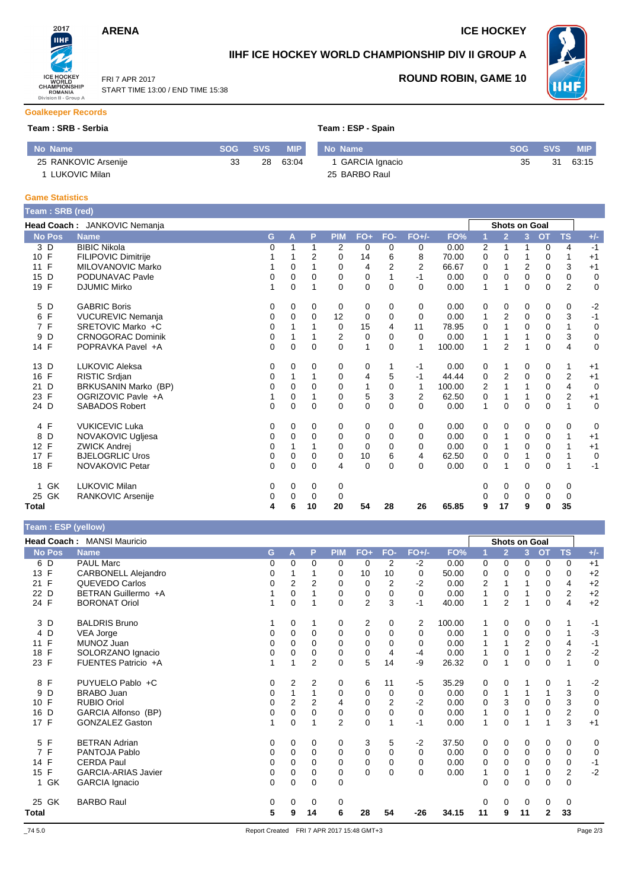# ARENA — ICE HOCKEY

## IIHF ICE HOCKEY WORLD CHAMPIONSHIP DIV II GROUP A

FRI 7 APR 2017
START TIME 13:00 / END TIME 15:38

**ROUND ROBIN, GAME 10**

### Goalkeeper Records

**Team : SRB - Serbia**

| No | Name | SOG | SVS | MIP |
|---|---|---|---|---|
| 25 | RANKOVIC Arsenije | 33 | 28 | 63:04 |
| 1 | LUKOVIC Milan | | | |

**Team : ESP - Spain**

| No | Name | SOG | SVS | MIP |
|---|---|---|---|---|
| 1 | GARCIA Ignacio | 35 | 31 | 63:15 |
| 25 | BARBO Raul | | | |

### Game Statistics

**Team : SRB (red)**

**Head Coach :** JANKOVIC Nemanja

| No | Pos | Name | G | A | P | PIM | FO+ | FO- | FO+/- | FO% | 1 | 2 | 3 | OT | TS | +/- |
|---|---|---|---|---|---|---|---|---|---|---|---|---|---|---|---|---|
| 3 | D | BIBIC Nikola | 0 | 1 | 1 | 2 | 0 | 0 | 0 | 0.00 | 2 | 1 | 1 | 0 | 4 | -1 |
| 10 | F | FILIPOVIC Dimitrije | 1 | 1 | 2 | 0 | 14 | 6 | 8 | 70.00 | 0 | 0 | 1 | 0 | 1 | +1 |
| 11 | F | MILOVANOVIC Marko | 1 | 0 | 1 | 0 | 4 | 2 | 2 | 66.67 | 0 | 1 | 2 | 0 | 3 | +1 |
| 15 | D | PODUNAVAC Pavle | 0 | 0 | 0 | 0 | 0 | 1 | -1 | 0.00 | 0 | 0 | 0 | 0 | 0 | 0 |
| 19 | F | DJUMIC Mirko | 1 | 0 | 1 | 0 | 0 | 0 | 0 | 0.00 | 1 | 1 | 0 | 0 | 2 | 0 |
| 5 | D | GABRIC Boris | 0 | 0 | 0 | 0 | 0 | 0 | 0 | 0.00 | 0 | 0 | 0 | 0 | 0 | -2 |
| 6 | F | VUCUREVIC Nemanja | 0 | 0 | 0 | 12 | 0 | 0 | 0 | 0.00 | 1 | 2 | 0 | 0 | 3 | -1 |
| 7 | F | SRETOVIC Marko +C | 0 | 1 | 1 | 0 | 15 | 4 | 11 | 78.95 | 0 | 1 | 0 | 0 | 1 | 0 |
| 9 | D | CRNOGORAC Dominik | 0 | 1 | 1 | 2 | 0 | 0 | 0 | 0.00 | 1 | 1 | 1 | 0 | 3 | 0 |
| 14 | F | POPRAVKA Pavel +A | 0 | 0 | 0 | 0 | 1 | 0 | 1 | 100.00 | 1 | 2 | 1 | 0 | 4 | 0 |
| 13 | D | LUKOVIC Aleksa | 0 | 0 | 0 | 0 | 0 | 1 | -1 | 0.00 | 0 | 1 | 0 | 0 | 1 | +1 |
| 16 | F | RISTIC Srdjan | 0 | 1 | 1 | 0 | 4 | 5 | -1 | 44.44 | 0 | 2 | 0 | 0 | 2 | +1 |
| 21 | D | BRKUSANIN Marko (BP) | 0 | 0 | 0 | 0 | 1 | 0 | 1 | 100.00 | 2 | 1 | 1 | 0 | 4 | 0 |
| 23 | F | OGRIZOVIC Pavle +A | 1 | 0 | 1 | 0 | 5 | 3 | 2 | 62.50 | 0 | 1 | 1 | 0 | 2 | +1 |
| 24 | D | SABADOS Robert | 0 | 0 | 0 | 0 | 0 | 0 | 0 | 0.00 | 1 | 0 | 0 | 0 | 1 | 0 |
| 4 | F | VUKICEVIC Luka | 0 | 0 | 0 | 0 | 0 | 0 | 0 | 0.00 | 0 | 0 | 0 | 0 | 0 | 0 |
| 8 | D | NOVAKOVIC Ugljesa | 0 | 0 | 0 | 0 | 0 | 0 | 0 | 0.00 | 0 | 1 | 0 | 0 | 1 | +1 |
| 12 | F | ZWICK Andrej | 0 | 1 | 1 | 0 | 0 | 0 | 0 | 0.00 | 0 | 1 | 0 | 0 | 1 | +1 |
| 17 | F | BJELOGRLIC Uros | 0 | 0 | 0 | 0 | 10 | 6 | 4 | 62.50 | 0 | 0 | 1 | 0 | 1 | 0 |
| 18 | F | NOVAKOVIC Petar | 0 | 0 | 0 | 4 | 0 | 0 | 0 | 0.00 | 0 | 1 | 0 | 0 | 1 | -1 |
| 1 | GK | LUKOVIC Milan | 0 | 0 | 0 | 0 | | | | | 0 | 0 | 0 | 0 | 0 | |
| 25 | GK | RANKOVIC Arsenije | 0 | 0 | 0 | 0 | | | | | 0 | 0 | 0 | 0 | 0 | |
| **Total** | | | **4** | **6** | **10** | **20** | **54** | **28** | **26** | **65.85** | **9** | **17** | **9** | **0** | **35** | |

**Team : ESP (yellow)**

**Head Coach :** MANSI Mauricio

| No | Pos | Name | G | A | P | PIM | FO+ | FO- | FO+/- | FO% | 1 | 2 | 3 | OT | TS | +/- |
|---|---|---|---|---|---|---|---|---|---|---|---|---|---|---|---|---|
| 6 | D | PAUL Marc | 0 | 0 | 0 | 0 | 0 | 2 | -2 | 0.00 | 0 | 0 | 0 | 0 | 0 | +1 |
| 13 | F | CARBONELL Alejandro | 0 | 1 | 1 | 0 | 10 | 10 | 0 | 50.00 | 0 | 0 | 0 | 0 | 0 | +2 |
| 21 | F | QUEVEDO Carlos | 0 | 2 | 2 | 0 | 0 | 2 | -2 | 0.00 | 2 | 1 | 1 | 0 | 4 | +2 |
| 22 | D | BETRAN Guillermo +A | 1 | 0 | 1 | 0 | 0 | 0 | 0 | 0.00 | 1 | 0 | 1 | 0 | 2 | +2 |
| 24 | F | BORONAT Oriol | 1 | 0 | 1 | 0 | 2 | 3 | -1 | 40.00 | 1 | 2 | 1 | 0 | 4 | +2 |
| 3 | D | BALDRIS Bruno | 1 | 0 | 1 | 0 | 2 | 0 | 2 | 100.00 | 1 | 0 | 0 | 0 | 1 | -1 |
| 4 | D | VEA Jorge | 0 | 0 | 0 | 0 | 0 | 0 | 0 | 0.00 | 1 | 0 | 0 | 0 | 1 | -3 |
| 11 | F | MUNOZ Juan | 0 | 0 | 0 | 0 | 0 | 0 | 0 | 0.00 | 1 | 1 | 2 | 0 | 4 | -1 |
| 18 | F | SOLORZANO Ignacio | 0 | 0 | 0 | 0 | 0 | 4 | -4 | 0.00 | 1 | 0 | 1 | 0 | 2 | -2 |
| 23 | F | FUENTES Patricio +A | 1 | 1 | 2 | 0 | 5 | 14 | -9 | 26.32 | 0 | 1 | 0 | 0 | 1 | 0 |
| 8 | F | PUYUELO Pablo +C | 0 | 2 | 2 | 0 | 6 | 11 | -5 | 35.29 | 0 | 0 | 1 | 0 | 1 | -2 |
| 9 | D | BRABO Juan | 0 | 1 | 1 | 0 | 0 | 0 | 0 | 0.00 | 0 | 1 | 1 | 1 | 3 | 0 |
| 10 | F | RUBIO Oriol | 0 | 2 | 2 | 4 | 0 | 2 | -2 | 0.00 | 0 | 3 | 0 | 0 | 3 | 0 |
| 16 | D | GARCIA Alfonso (BP) | 0 | 0 | 0 | 0 | 0 | 0 | 0 | 0.00 | 1 | 0 | 1 | 0 | 2 | 0 |
| 17 | F | GONZALEZ Gaston | 1 | 0 | 1 | 2 | 0 | 1 | -1 | 0.00 | 1 | 0 | 1 | 1 | 3 | +1 |
| 5 | F | BETRAN Adrian | 0 | 0 | 0 | 0 | 3 | 5 | -2 | 37.50 | 0 | 0 | 0 | 0 | 0 | 0 |
| 7 | F | PANTOJA Pablo | 0 | 0 | 0 | 0 | 0 | 0 | 0 | 0.00 | 0 | 0 | 0 | 0 | 0 | 0 |
| 14 | F | CERDA Paul | 0 | 0 | 0 | 0 | 0 | 0 | 0 | 0.00 | 0 | 0 | 0 | 0 | 0 | -1 |
| 15 | F | GARCIA-ARIAS Javier | 0 | 0 | 0 | 0 | 0 | 0 | 0 | 0.00 | 1 | 0 | 1 | 0 | 2 | -2 |
| 1 | GK | GARCIA Ignacio | 0 | 0 | 0 | 0 | | | | | 0 | 0 | 0 | 0 | 0 | |
| 25 | GK | BARBO Raul | 0 | 0 | 0 | 0 | | | | | 0 | 0 | 0 | 0 | 0 | |
| **Total** | | | **5** | **9** | **14** | **6** | **28** | **54** | **-26** | **34.15** | **11** | **9** | **11** | **2** | **33** | |

_74 5.0 — Report Created FRI 7 APR 2017 15:48 GMT+3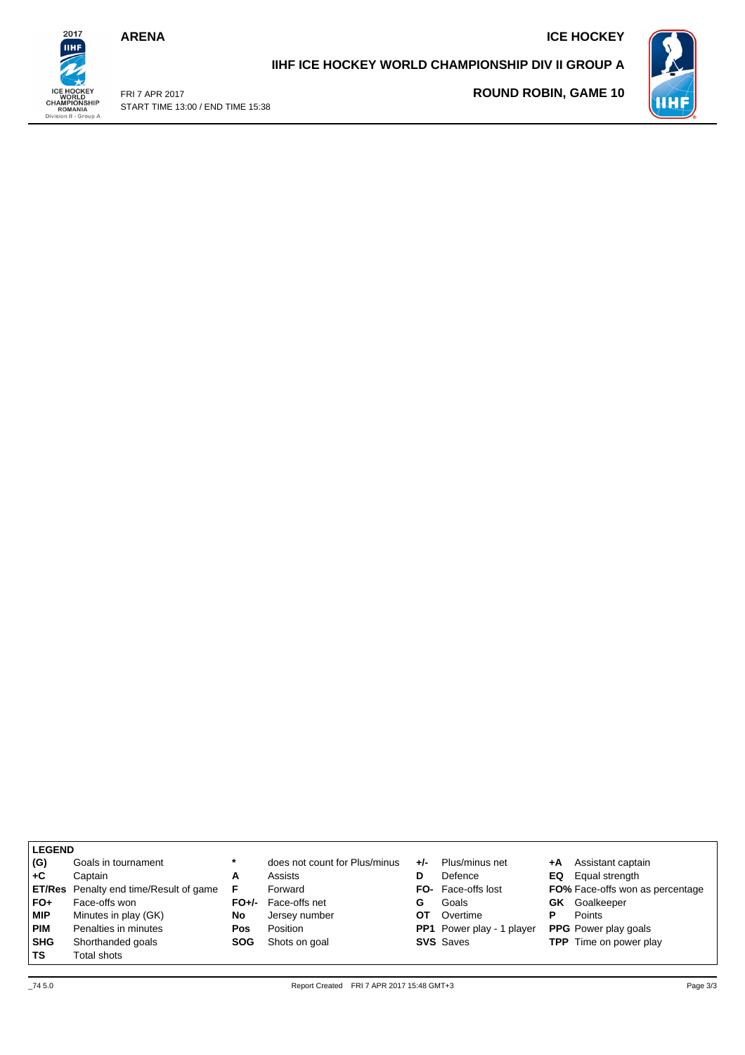ARENA

ICE HOCKEY

**IIHF ICE HOCKEY WORLD CHAMPIONSHIP DIV II GROUP A**

FRI 7 APR 2017
START TIME 13:00 / END TIME 15:38

**ROUND ROBIN, GAME 10**

| **LEGEND** | | | | | | | |
|---|---|---|---|---|---|---|---|
| **(G)** Goals in tournament | | **\*** | does not count for Plus/minus | **+/-** | Plus/minus net | **+A** | Assistant captain |
| **+C** | Captain | **A** | Assists | **D** | Defence | **EQ** | Equal strength |
| **ET/Res** | Penalty end time/Result of game | **F** | Forward | **FO-** | Face-offs lost | **FO%** | Face-offs won as percentage |
| **FO+** | Face-offs won | **FO+/-** | Face-offs net | **G** | Goals | **GK** | Goalkeeper |
| **MIP** | Minutes in play (GK) | **No** | Jersey number | **OT** | Overtime | **P** | Points |
| **PIM** | Penalties in minutes | **Pos** | Position | **PP1** | Power play - 1 player | **PPG** | Power play goals |
| **SHG** | Shorthanded goals | **SOG** | Shots on goal | **SVS** | Saves | **TPP** | Time on power play |
| **TS** | Total shots | | | | | | |

_74 5.0

Report Created FRI 7 APR 2017 15:48 GMT+3